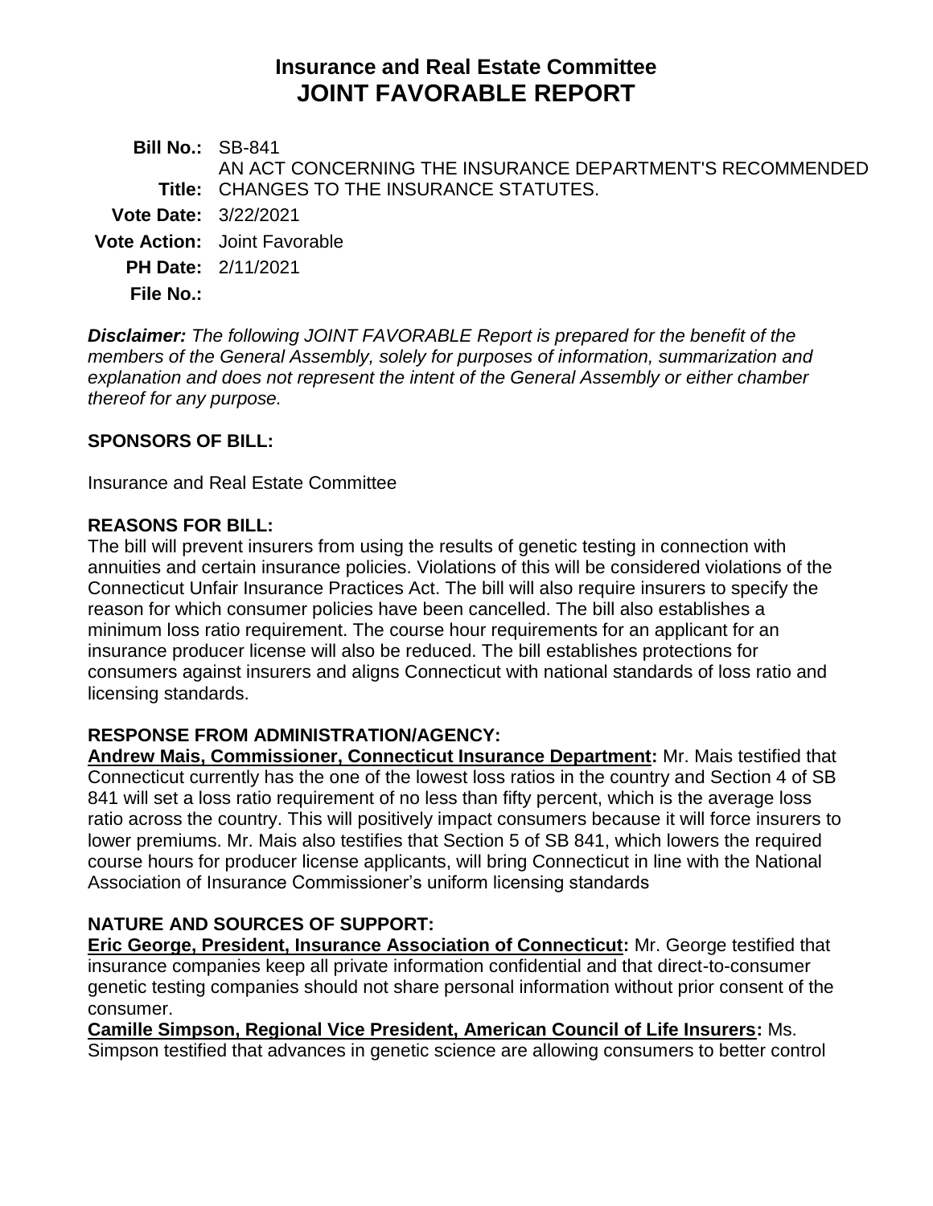# Insurance and Real Estate Committee
# JOINT FAVORABLE REPORT

**Bill No.:** SB-841

**Title:** AN ACT CONCERNING THE INSURANCE DEPARTMENT'S RECOMMENDED CHANGES TO THE INSURANCE STATUTES.

**Vote Date:** 3/22/2021

**Vote Action:** Joint Favorable

**PH Date:** 2/11/2021

**File No.:**

***Disclaimer:*** *The following JOINT FAVORABLE Report is prepared for the benefit of the members of the General Assembly, solely for purposes of information, summarization and explanation and does not represent the intent of the General Assembly or either chamber thereof for any purpose.*

## SPONSORS OF BILL:

Insurance and Real Estate Committee

## REASONS FOR BILL:

The bill will prevent insurers from using the results of genetic testing in connection with annuities and certain insurance policies. Violations of this will be considered violations of the Connecticut Unfair Insurance Practices Act. The bill will also require insurers to specify the reason for which consumer policies have been cancelled. The bill also establishes a minimum loss ratio requirement. The course hour requirements for an applicant for an insurance producer license will also be reduced. The bill establishes protections for consumers against insurers and aligns Connecticut with national standards of loss ratio and licensing standards.

## RESPONSE FROM ADMINISTRATION/AGENCY:

**Andrew Mais, Commissioner, Connecticut Insurance Department:** Mr. Mais testified that Connecticut currently has the one of the lowest loss ratios in the country and Section 4 of SB 841 will set a loss ratio requirement of no less than fifty percent, which is the average loss ratio across the country. This will positively impact consumers because it will force insurers to lower premiums. Mr. Mais also testifies that Section 5 of SB 841, which lowers the required course hours for producer license applicants, will bring Connecticut in line with the National Association of Insurance Commissioner's uniform licensing standards

## NATURE AND SOURCES OF SUPPORT:

**Eric George, President, Insurance Association of Connecticut:** Mr. George testified that insurance companies keep all private information confidential and that direct-to-consumer genetic testing companies should not share personal information without prior consent of the consumer.

**Camille Simpson, Regional Vice President, American Council of Life Insurers:** Ms. Simpson testified that advances in genetic science are allowing consumers to better control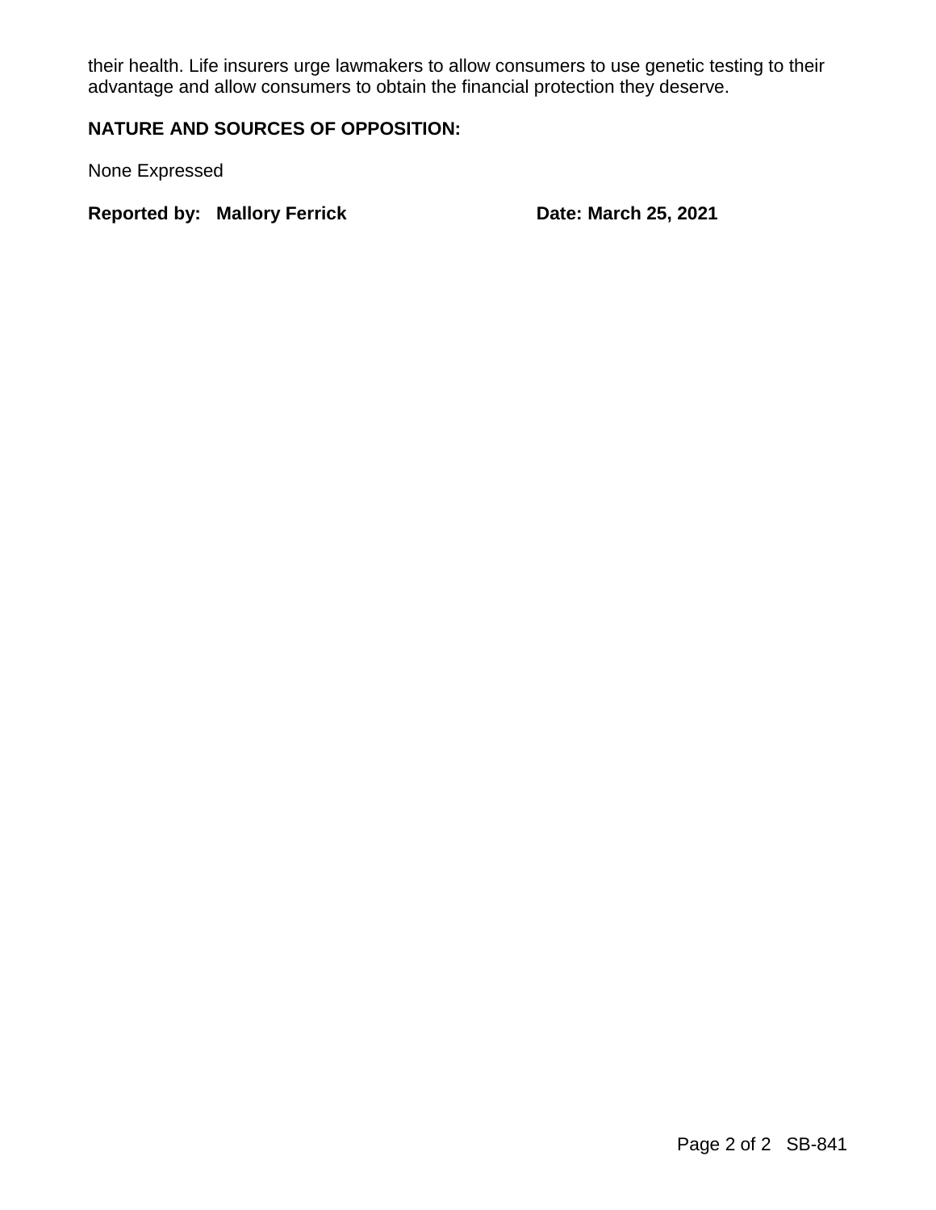their health. Life insurers urge lawmakers to allow consumers to use genetic testing to their advantage and allow consumers to obtain the financial protection they deserve.

**NATURE AND SOURCES OF OPPOSITION:**

None Expressed

**Reported by: Mallory Ferrick** **Date: March 25, 2021**